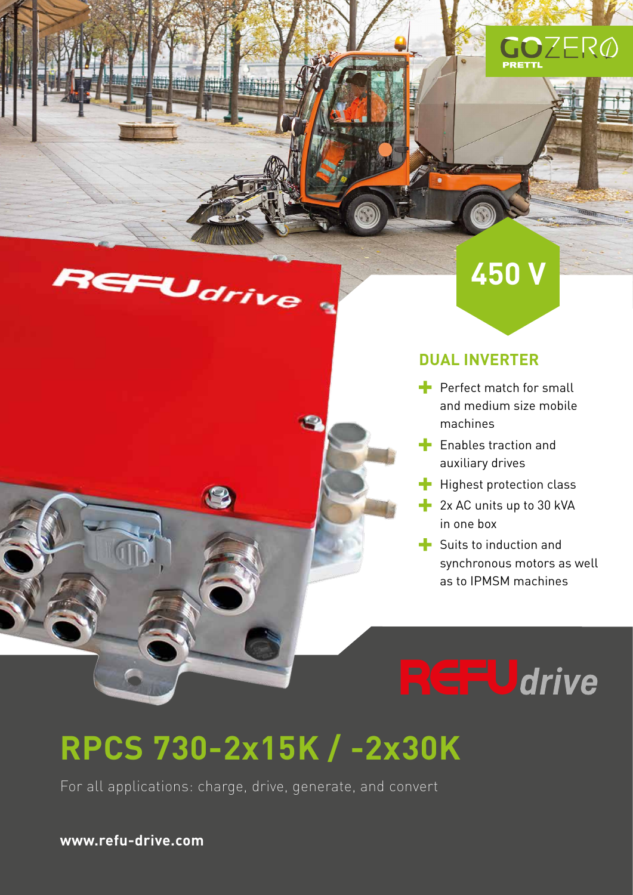GOZERO PRETTL

450 V

## DUAL INVERTER

- Perfect match for small and medium size mobile machines
- Enables traction and auxiliary drives
- Highest protection class
- 2x AC units up to 30 kVA in one box
- Suits to induction and synchronous motors as well as to IPMSM machines

REFUdrive

# RPCS 730-2x15K / -2x30K

For all applications: charge, drive, generate, and convert

**www.refu-drive.com**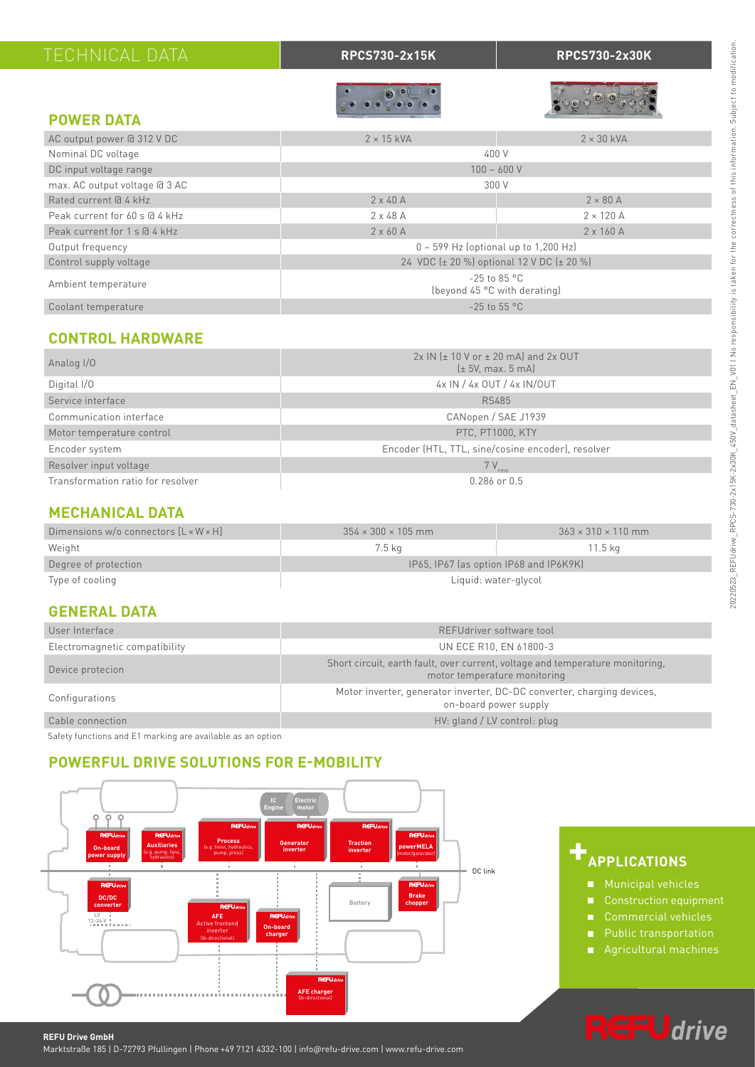# TECHNICAL DATA

| | RPCS730-2x15K | RPCS730-2x30K |
|---|---|---|

## POWER DATA

| | RPCS730-2x15K | RPCS730-2x30K |
|---|---|---|
| AC output power @ 312 V DC | 2 × 15 kVA | 2 × 30 kVA |
| Nominal DC voltage | 400 V | |
| DC input voltage range | 100 – 600 V | |
| max. AC output voltage @ 3 AC | 300 V | |
| Rated current @ 4 kHz | 2 x 40 A | 2 × 80 A |
| Peak current for 60 s @ 4 kHz | 2 x 48 A | 2 × 120 A |
| Peak current for 1 s @ 4 kHz | 2 x 60 A | 2 x 160 A |
| Output frequency | 0 – 599 Hz (optional up to 1,200 Hz) | |
| Control supply voltage | 24 VDC (± 20 %) optional 12 V DC (± 20 %) | |
| Ambient temperature | -25 to 85 °C (beyond 45 °C with derating) | |
| Coolant temperature | -25 to 55 °C | |

## CONTROL HARDWARE

| | |
|---|---|
| Analog I/O | 2x IN (± 10 V or ± 20 mA) and 2x OUT (± 5V, max. 5 mA) |
| Digital I/O | 4x IN / 4x OUT / 4x IN/OUT |
| Service interface | RS485 |
| Communication interface | CANopen / SAE J1939 |
| Motor temperature control | PTC, PT1000, KTY |
| Encoder system | Encoder (HTL, TTL, sine/cosine encoder), resolver |
| Resolver input voltage | $7\ V_{rms}$ |
| Transformation ratio for resolver | 0.286 or 0.5 |

## MECHANICAL DATA

| | RPCS730-2x15K | RPCS730-2x30K |
|---|---|---|
| Dimensions w/o connectors [L × W × H] | 354 × 300 × 105 mm | 363 × 310 × 110 mm |
| Weight | 7.5 kg | 11.5 kg |
| Degree of protection | IP65, IP67 (as option IP68 and IP6K9K) | |
| Type of cooling | Liquid: water-glycol | |

## GENERAL DATA

| | |
|---|---|
| User Interface | REFUdriver software tool |
| Electromagnetic compatibility | UN ECE R10, EN 61800-3 |
| Device protecion | Short circuit, earth fault, over current, voltage and temperature monitoring, motor temperature monitoring |
| Configurations | Motor inverter, generator inverter, DC-DC converter, charging devices, on-board power supply |
| Cable connection | HV: gland / LV control: plug |

Safety functions and E1 marking are available as an option

## POWERFUL DRIVE SOLUTIONS FOR E-MOBILITY

IC Engine
Electric motor
REFUdrive On-board power supply
REFUdrive Auxiliaries (e.g. pump, fans, hydraulics)
REFUdrive Process (e.g. hoist, hydraulics, pump, press)
REFUdrive Generator inverter
REFUdrive Traction inverter
REFUdrive powerMELA (motor/generator)
DC link
REFUdrive DC/DC converter
LV 12-24 V
REFUdrive AFE Active frontend inverter (bi-directional)
REFUdrive On-board charger
Battery
REFUdrive Brake chopper
REFUdrive AFE charger (bi-directional)

## APPLICATIONS

- Municipal vehicles
- Construction equipment
- Commercial vehicles
- Public transportation
- Agricultural machines

REFUdrive

**REFU Drive GmbH**
Marktstraße 185 | D-72793 Pfullingen | Phone +49 7121 4332-100 | info@refu-drive.com | www.refu-drive.com

20220523_REFUdrive_RPCS-730-2x15K-2x30K_450V_datasheet_EN_V01 | No responsibility is taken for the correctness of this information. Subject to modification.